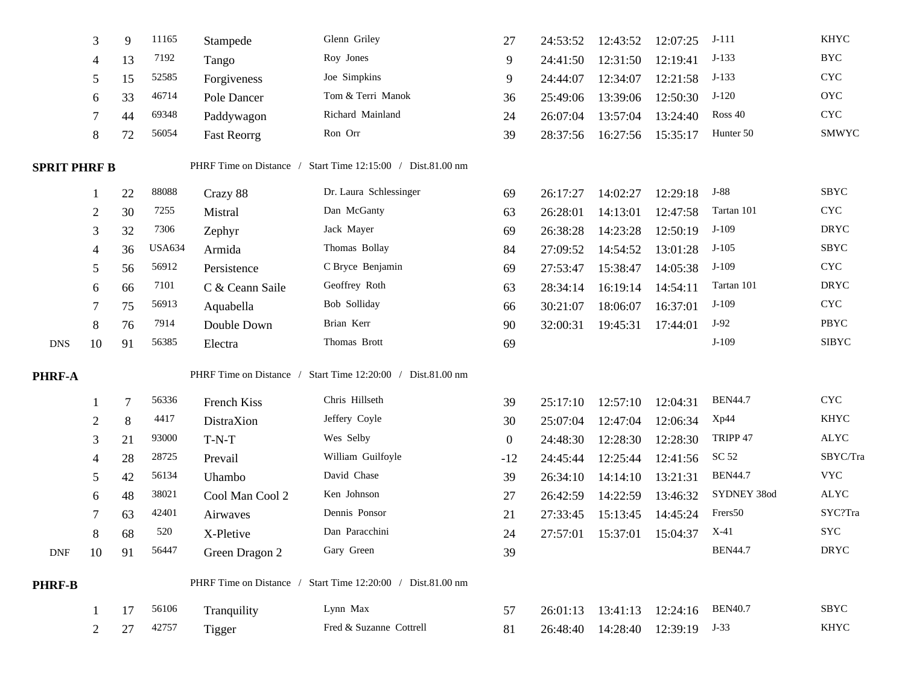| | | | | | | | | | | | |
|---|---|---|---|---|---|---|---|---|---|---|---|
| | 3 | 9 | 11165 | Stampede | Glenn Griley | 27 | 24:53:52 | 12:43:52 | 12:07:25 | J-111 | KHYC |
| | 4 | 13 | 7192 | Tango | Roy Jones | 9 | 24:41:50 | 12:31:50 | 12:19:41 | J-133 | BYC |
| | 5 | 15 | 52585 | Forgiveness | Joe Simpkins | 9 | 24:44:07 | 12:34:07 | 12:21:58 | J-133 | CYC |
| | 6 | 33 | 46714 | Pole Dancer | Tom & Terri Manok | 36 | 25:49:06 | 13:39:06 | 12:50:30 | J-120 | OYC |
| | 7 | 44 | 69348 | Paddywagon | Richard Mainland | 24 | 26:07:04 | 13:57:04 | 13:24:40 | Ross 40 | CYC |
| | 8 | 72 | 56054 | Fast Reorrg | Ron Orr | 39 | 28:37:56 | 16:27:56 | 15:35:17 | Hunter 50 | SMWYC |

**SPRIT PHRF B** PHRF Time on Distance / Start Time 12:15:00 / Dist.81.00 nm

| | | | | | | | | | | | |
|---|---|---|---|---|---|---|---|---|---|---|---|
| | 1 | 22 | 88088 | Crazy 88 | Dr. Laura Schlessinger | 69 | 26:17:27 | 14:02:27 | 12:29:18 | J-88 | SBYC |
| | 2 | 30 | 7255 | Mistral | Dan McGanty | 63 | 26:28:01 | 14:13:01 | 12:47:58 | Tartan 101 | CYC |
| | 3 | 32 | 7306 | Zephyr | Jack Mayer | 69 | 26:38:28 | 14:23:28 | 12:50:19 | J-109 | DRYC |
| | 4 | 36 | USA634 | Armida | Thomas Bollay | 84 | 27:09:52 | 14:54:52 | 13:01:28 | J-105 | SBYC |
| | 5 | 56 | 56912 | Persistence | C Bryce Benjamin | 69 | 27:53:47 | 15:38:47 | 14:05:38 | J-109 | CYC |
| | 6 | 66 | 7101 | C & Ceann Saile | Geoffrey Roth | 63 | 28:34:14 | 16:19:14 | 14:54:11 | Tartan 101 | DRYC |
| | 7 | 75 | 56913 | Aquabella | Bob Solliday | 66 | 30:21:07 | 18:06:07 | 16:37:01 | J-109 | CYC |
| | 8 | 76 | 7914 | Double Down | Brian Kerr | 90 | 32:00:31 | 19:45:31 | 17:44:01 | J-92 | PBYC |
| DNS | 10 | 91 | 56385 | Electra | Thomas Brott | 69 | | | | J-109 | SIBYC |

**PHRF-A** PHRF Time on Distance / Start Time 12:20:00 / Dist.81.00 nm

| | | | | | | | | | | | |
|---|---|---|---|---|---|---|---|---|---|---|---|
| | 1 | 7 | 56336 | French Kiss | Chris Hillseth | 39 | 25:17:10 | 12:57:10 | 12:04:31 | BEN44.7 | CYC |
| | 2 | 8 | 4417 | DistraXion | Jeffery Coyle | 30 | 25:07:04 | 12:47:04 | 12:06:34 | Xp44 | KHYC |
| | 3 | 21 | 93000 | T-N-T | Wes Selby | 0 | 24:48:30 | 12:28:30 | 12:28:30 | TRIPP 47 | ALYC |
| | 4 | 28 | 28725 | Prevail | William Guilfoyle | -12 | 24:45:44 | 12:25:44 | 12:41:56 | SC 52 | SBYC/Tra |
| | 5 | 42 | 56134 | Uhambo | David Chase | 39 | 26:34:10 | 14:14:10 | 13:21:31 | BEN44.7 | VYC |
| | 6 | 48 | 38021 | Cool Man Cool 2 | Ken Johnson | 27 | 26:42:59 | 14:22:59 | 13:46:32 | SYDNEY 38od | ALYC |
| | 7 | 63 | 42401 | Airwaves | Dennis Ponsor | 21 | 27:33:45 | 15:13:45 | 14:45:24 | Frers50 | SYC?Tra |
| | 8 | 68 | 520 | X-Pletive | Dan Paracchini | 24 | 27:57:01 | 15:37:01 | 15:04:37 | X-41 | SYC |
| DNF | 10 | 91 | 56447 | Green Dragon 2 | Gary Green | 39 | | | | BEN44.7 | DRYC |

**PHRF-B** PHRF Time on Distance / Start Time 12:20:00 / Dist.81.00 nm

| | | | | | | | | | | | |
|---|---|---|---|---|---|---|---|---|---|---|---|
| | 1 | 17 | 56106 | Tranquility | Lynn Max | 57 | 26:01:13 | 13:41:13 | 12:24:16 | BEN40.7 | SBYC |
| | 2 | 27 | 42757 | Tigger | Fred & Suzanne Cottrell | 81 | 26:48:40 | 14:28:40 | 12:39:19 | J-33 | KHYC |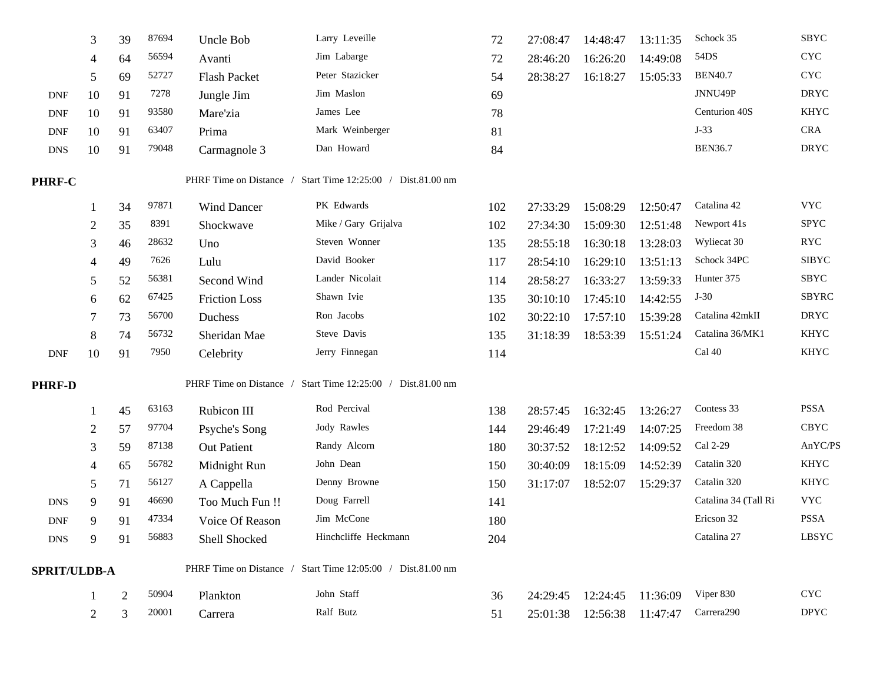| | | | | | | | | | | | |
|---|---|---|---|---|---|---|---|---|---|---|---|
| | 3 | 39 | 87694 | Uncle Bob | Larry Leveille | 72 | 27:08:47 | 14:48:47 | 13:11:35 | Schock 35 | SBYC |
| | 4 | 64 | 56594 | Avanti | Jim Labarge | 72 | 28:46:20 | 16:26:20 | 14:49:08 | 54DS | CYC |
| | 5 | 69 | 52727 | Flash Packet | Peter Stazicker | 54 | 28:38:27 | 16:18:27 | 15:05:33 | BEN40.7 | CYC |
| DNF | 10 | 91 | 7278 | Jungle Jim | Jim Maslon | 69 | | | | JNNU49P | DRYC |
| DNF | 10 | 91 | 93580 | Mare'zia | James Lee | 78 | | | | Centurion 40S | KHYC |
| DNF | 10 | 91 | 63407 | Prima | Mark Weinberger | 81 | | | | J-33 | CRA |
| DNS | 10 | 91 | 79048 | Carmagnole 3 | Dan Howard | 84 | | | | BEN36.7 | DRYC |

**PHRF-C** — PHRF Time on Distance / Start Time 12:25:00 / Dist.81.00 nm

| | | | | | | | | | | | |
|---|---|---|---|---|---|---|---|---|---|---|---|
| | 1 | 34 | 97871 | Wind Dancer | PK Edwards | 102 | 27:33:29 | 15:08:29 | 12:50:47 | Catalina 42 | VYC |
| | 2 | 35 | 8391 | Shockwave | Mike / Gary Grijalva | 102 | 27:34:30 | 15:09:30 | 12:51:48 | Newport 41s | SPYC |
| | 3 | 46 | 28632 | Uno | Steven Wonner | 135 | 28:55:18 | 16:30:18 | 13:28:03 | Wyliecat 30 | RYC |
| | 4 | 49 | 7626 | Lulu | David Booker | 117 | 28:54:10 | 16:29:10 | 13:51:13 | Schock 34PC | SIBYC |
| | 5 | 52 | 56381 | Second Wind | Lander Nicolait | 114 | 28:58:27 | 16:33:27 | 13:59:33 | Hunter 375 | SBYC |
| | 6 | 62 | 67425 | Friction Loss | Shawn Ivie | 135 | 30:10:10 | 17:45:10 | 14:42:55 | J-30 | SBYRC |
| | 7 | 73 | 56700 | Duchess | Ron Jacobs | 102 | 30:22:10 | 17:57:10 | 15:39:28 | Catalina 42mkII | DRYC |
| | 8 | 74 | 56732 | Sheridan Mae | Steve Davis | 135 | 31:18:39 | 18:53:39 | 15:51:24 | Catalina 36/MK1 | KHYC |
| DNF | 10 | 91 | 7950 | Celebrity | Jerry Finnegan | 114 | | | | Cal 40 | KHYC |

**PHRF-D** — PHRF Time on Distance / Start Time 12:25:00 / Dist.81.00 nm

| | | | | | | | | | | | |
|---|---|---|---|---|---|---|---|---|---|---|---|
| | 1 | 45 | 63163 | Rubicon III | Rod Percival | 138 | 28:57:45 | 16:32:45 | 13:26:27 | Contess 33 | PSSA |
| | 2 | 57 | 97704 | Psyche's Song | Jody Rawles | 144 | 29:46:49 | 17:21:49 | 14:07:25 | Freedom 38 | CBYC |
| | 3 | 59 | 87138 | Out Patient | Randy Alcorn | 180 | 30:37:52 | 18:12:52 | 14:09:52 | Cal 2-29 | AnYC/PS |
| | 4 | 65 | 56782 | Midnight Run | John Dean | 150 | 30:40:09 | 18:15:09 | 14:52:39 | Catalin 320 | KHYC |
| | 5 | 71 | 56127 | A Cappella | Denny Browne | 150 | 31:17:07 | 18:52:07 | 15:29:37 | Catalin 320 | KHYC |
| DNS | 9 | 91 | 46690 | Too Much Fun !! | Doug Farrell | 141 | | | | Catalina 34 (Tall Ri | VYC |
| DNF | 9 | 91 | 47334 | Voice Of Reason | Jim McCone | 180 | | | | Ericson 32 | PSSA |
| DNS | 9 | 91 | 56883 | Shell Shocked | Hinchcliffe Heckmann | 204 | | | | Catalina 27 | LBSYC |

**SPRIT/ULDB-A** — PHRF Time on Distance / Start Time 12:05:00 / Dist.81.00 nm

| | | | | | | | | | | | |
|---|---|---|---|---|---|---|---|---|---|---|---|
| | 1 | 2 | 50904 | Plankton | John Staff | 36 | 24:29:45 | 12:24:45 | 11:36:09 | Viper 830 | CYC |
| | 2 | 3 | 20001 | Carrera | Ralf Butz | 51 | 25:01:38 | 12:56:38 | 11:47:47 | Carrera290 | DPYC |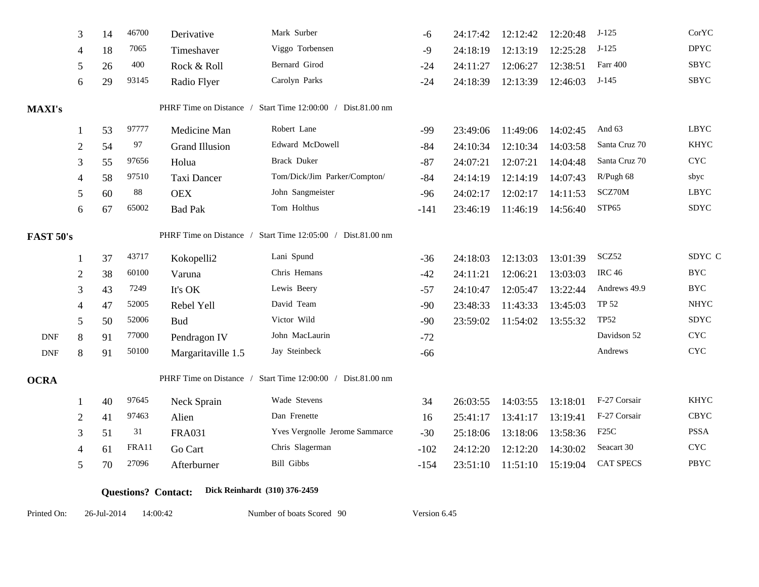| | | | | | | | | | | | |
|---|---|---|---|---|---|---|---|---|---|---|---|
| | 3 | 14 | 46700 | Derivative | Mark Surber | -6 | 24:17:42 | 12:12:42 | 12:20:48 | J-125 | CorYC |
| | 4 | 18 | 7065 | Timeshaver | Viggo Torbensen | -9 | 24:18:19 | 12:13:19 | 12:25:28 | J-125 | DPYC |
| | 5 | 26 | 400 | Rock & Roll | Bernard Girod | -24 | 24:11:27 | 12:06:27 | 12:38:51 | Farr 400 | SBYC |
| | 6 | 29 | 93145 | Radio Flyer | Carolyn Parks | -24 | 24:18:39 | 12:13:39 | 12:46:03 | J-145 | SBYC |

**MAXI's** PHRF Time on Distance / Start Time 12:00:00 / Dist.81.00 nm

| | | | | | | | | | | | |
|---|---|---|---|---|---|---|---|---|---|---|---|
| | 1 | 53 | 97777 | Medicine Man | Robert Lane | -99 | 23:49:06 | 11:49:06 | 14:02:45 | And 63 | LBYC |
| | 2 | 54 | 97 | Grand Illusion | Edward McDowell | -84 | 24:10:34 | 12:10:34 | 14:03:58 | Santa Cruz 70 | KHYC |
| | 3 | 55 | 97656 | Holua | Brack Duker | -87 | 24:07:21 | 12:07:21 | 14:04:48 | Santa Cruz 70 | CYC |
| | 4 | 58 | 97510 | Taxi Dancer | Tom/Dick/Jim Parker/Compton/ | -84 | 24:14:19 | 12:14:19 | 14:07:43 | R/Pugh 68 | sbyc |
| | 5 | 60 | 88 | OEX | John Sangmeister | -96 | 24:02:17 | 12:02:17 | 14:11:53 | SCZ70M | LBYC |
| | 6 | 67 | 65002 | Bad Pak | Tom Holthus | -141 | 23:46:19 | 11:46:19 | 14:56:40 | STP65 | SDYC |

**FAST 50's** PHRF Time on Distance / Start Time 12:05:00 / Dist.81.00 nm

| | | | | | | | | | | | |
|---|---|---|---|---|---|---|---|---|---|---|---|
| | 1 | 37 | 43717 | Kokopelli2 | Lani Spund | -36 | 24:18:03 | 12:13:03 | 13:01:39 | SCZ52 | SDYC C |
| | 2 | 38 | 60100 | Varuna | Chris Hemans | -42 | 24:11:21 | 12:06:21 | 13:03:03 | IRC 46 | BYC |
| | 3 | 43 | 7249 | It's OK | Lewis Beery | -57 | 24:10:47 | 12:05:47 | 13:22:44 | Andrews 49.9 | BYC |
| | 4 | 47 | 52005 | Rebel Yell | David Team | -90 | 23:48:33 | 11:43:33 | 13:45:03 | TP 52 | NHYC |
| | 5 | 50 | 52006 | Bud | Victor Wild | -90 | 23:59:02 | 11:54:02 | 13:55:32 | TP52 | SDYC |
| DNF | 8 | 91 | 77000 | Pendragon IV | John MacLaurin | -72 | | | | Davidson 52 | CYC |
| DNF | 8 | 91 | 50100 | Margaritaville 1.5 | Jay Steinbeck | -66 | | | | Andrews | CYC |

**OCRA** PHRF Time on Distance / Start Time 12:00:00 / Dist.81.00 nm

| | | | | | | | | | | | |
|---|---|---|---|---|---|---|---|---|---|---|---|
| | 1 | 40 | 97645 | Neck Sprain | Wade Stevens | 34 | 26:03:55 | 14:03:55 | 13:18:01 | F-27 Corsair | KHYC |
| | 2 | 41 | 97463 | Alien | Dan Frenette | 16 | 25:41:17 | 13:41:17 | 13:19:41 | F-27 Corsair | CBYC |
| | 3 | 51 | 31 | FRA031 | Yves Vergnolle Jerome Sammarce | -30 | 25:18:06 | 13:18:06 | 13:58:36 | F25C | PSSA |
| | 4 | 61 | FRA11 | Go Cart | Chris Slagerman | -102 | 24:12:20 | 12:12:20 | 14:30:02 | Seacart 30 | CYC |
| | 5 | 70 | 27096 | Afterburner | Bill Gibbs | -154 | 23:51:10 | 11:51:10 | 15:19:04 | CAT SPECS | PBYC |

**Questions? Contact:** **Dick Reinhardt (310) 376-2459**

Printed On: 26-Jul-2014 14:00:42 Number of boats Scored 90 Version 6.45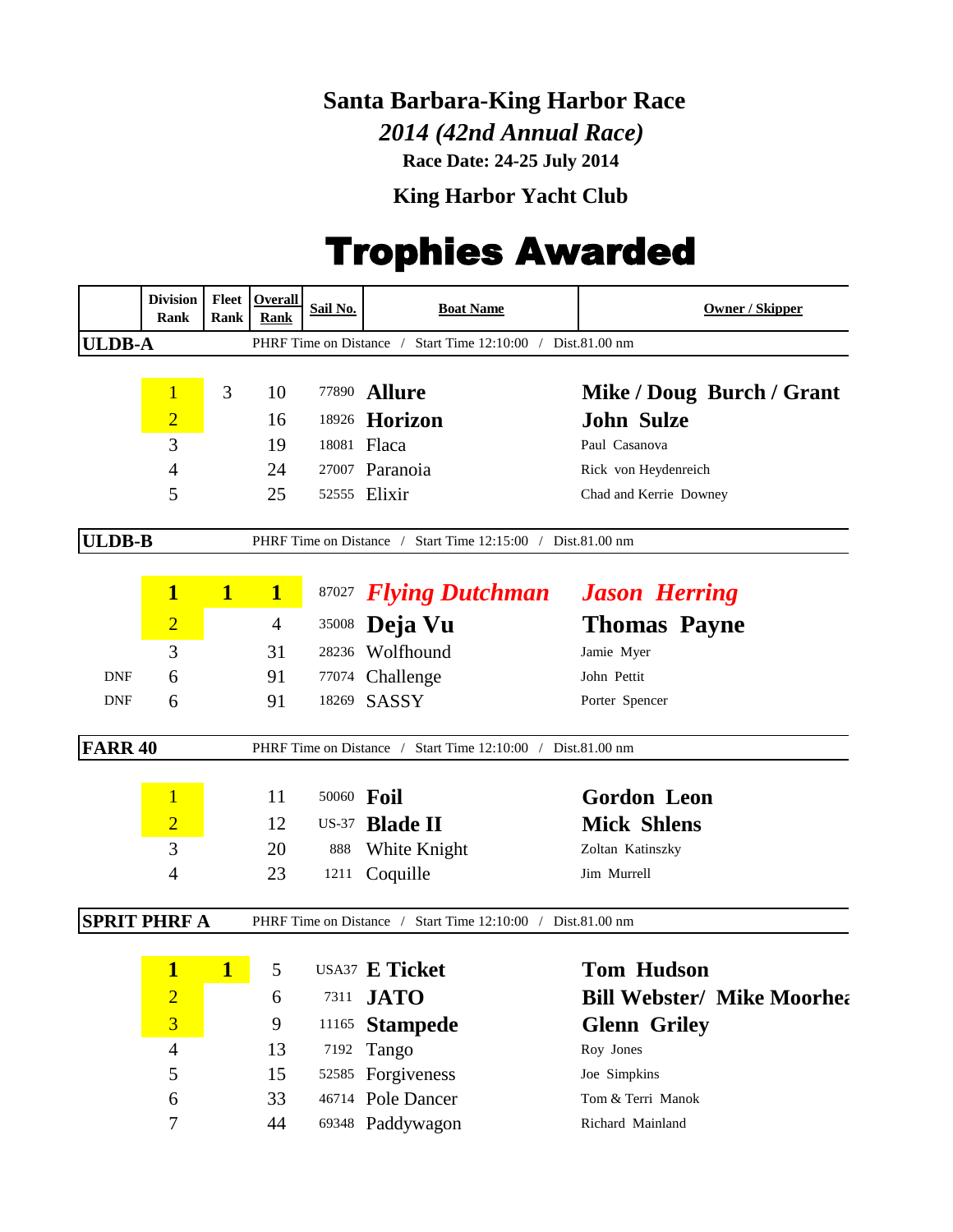## Santa Barbara-King Harbor Race

*2014 (42nd Annual Race)*

**Race Date: 24-25 July 2014**

**King Harbor Yacht Club**

# Trophies Awarded

| | Division Rank | Fleet Rank | Overall Rank | Sail No. | Boat Name | Owner / Skipper |
|---|---|---|---|---|---|---|
| **ULDB-A** | | | PHRF Time on Distance / Start Time 12:10:00 / Dist.81.00 nm | | | |
| | 1 | 3 | 10 | 77890 | **Allure** | **Mike / Doug Burch / Grant** |
| | 2 | | 16 | 18926 | **Horizon** | **John Sulze** |
| | 3 | | 19 | 18081 | Flaca | Paul Casanova |
| | 4 | | 24 | 27007 | Paranoia | Rick von Heydenreich |
| | 5 | | 25 | 52555 | Elixir | Chad and Kerrie Downey |
| **ULDB-B** | | | PHRF Time on Distance / Start Time 12:15:00 / Dist.81.00 nm | | | |
| | **1** | **1** | **1** | 87027 | ***Flying Dutchman*** | ***Jason Herring*** |
| | 2 | | 4 | 35008 | **Deja Vu** | **Thomas Payne** |
| | 3 | | 31 | 28236 | Wolfhound | Jamie Myer |
| DNF | 6 | | 91 | 77074 | Challenge | John Pettit |
| DNF | 6 | | 91 | 18269 | SASSY | Porter Spencer |
| **FARR 40** | | | PHRF Time on Distance / Start Time 12:10:00 / Dist.81.00 nm | | | |
| | 1 | | 11 | 50060 | **Foil** | **Gordon Leon** |
| | 2 | | 12 | US-37 | **Blade II** | **Mick Shlens** |
| | 3 | | 20 | 888 | White Knight | Zoltan Katinszky |
| | 4 | | 23 | 1211 | Coquille | Jim Murrell |
| **SPRIT PHRF A** | | | PHRF Time on Distance / Start Time 12:10:00 / Dist.81.00 nm | | | |
| | **1** | **1** | 5 | USA37 | **E Ticket** | **Tom Hudson** |
| | 2 | | 6 | 7311 | **JATO** | **Bill Webster/ Mike Moorhea** |
| | 3 | | 9 | 11165 | **Stampede** | **Glenn Griley** |
| | 4 | | 13 | 7192 | Tango | Roy Jones |
| | 5 | | 15 | 52585 | Forgiveness | Joe Simpkins |
| | 6 | | 33 | 46714 | Pole Dancer | Tom & Terri Manok |
| | 7 | | 44 | 69348 | Paddywagon | Richard Mainland |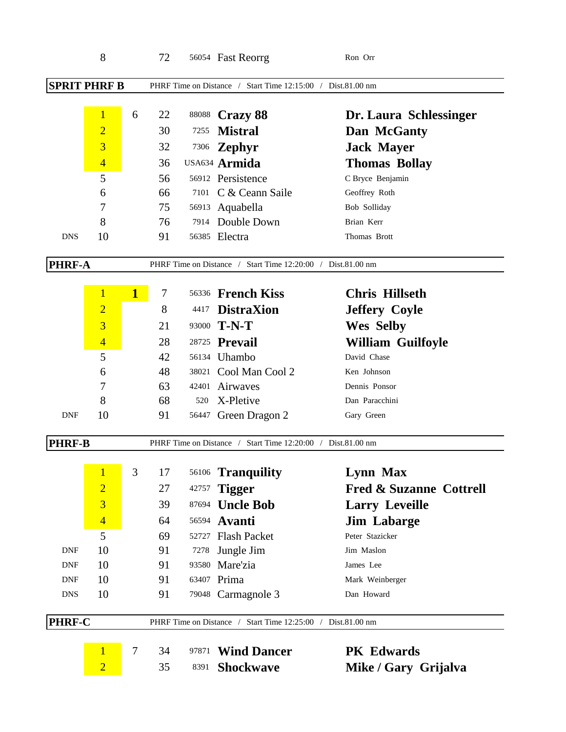| | | | | | | |
|---|---|---|---|---|---|---|
| | 8 | | 72 | 56054 | Fast Reorrg | Ron Orr |

**SPRIT PHRF B** PHRF Time on Distance / Start Time 12:15:00 / Dist.81.00 nm

| | | | | | | |
|---|---|---|---|---|---|---|
| | 1 | 6 | 22 | 88088 | **Crazy 88** | **Dr. Laura Schlessinger** |
| | 2 | | 30 | 7255 | **Mistral** | **Dan McGanty** |
| | 3 | | 32 | 7306 | **Zephyr** | **Jack Mayer** |
| | 4 | | 36 | USA634 | **Armida** | **Thomas Bollay** |
| | 5 | | 56 | 56912 | Persistence | C Bryce Benjamin |
| | 6 | | 66 | 7101 | C & Ceann Saile | Geoffrey Roth |
| | 7 | | 75 | 56913 | Aquabella | Bob Solliday |
| | 8 | | 76 | 7914 | Double Down | Brian Kerr |
| DNS | 10 | | 91 | 56385 | Electra | Thomas Brott |

**PHRF-A** PHRF Time on Distance / Start Time 12:20:00 / Dist.81.00 nm

| | | | | | | |
|---|---|---|---|---|---|---|
| | 1 | **1** | 7 | 56336 | **French Kiss** | **Chris Hillseth** |
| | 2 | | 8 | 4417 | **DistraXion** | **Jeffery Coyle** |
| | 3 | | 21 | 93000 | **T-N-T** | **Wes Selby** |
| | 4 | | 28 | 28725 | **Prevail** | **William Guilfoyle** |
| | 5 | | 42 | 56134 | Uhambo | David Chase |
| | 6 | | 48 | 38021 | Cool Man Cool 2 | Ken Johnson |
| | 7 | | 63 | 42401 | Airwaves | Dennis Ponsor |
| | 8 | | 68 | 520 | X-Pletive | Dan Paracchini |
| DNF | 10 | | 91 | 56447 | Green Dragon 2 | Gary Green |

**PHRF-B** PHRF Time on Distance / Start Time 12:20:00 / Dist.81.00 nm

| | | | | | | |
|---|---|---|---|---|---|---|
| | 1 | 3 | 17 | 56106 | **Tranquility** | **Lynn Max** |
| | 2 | | 27 | 42757 | **Tigger** | **Fred & Suzanne Cottrell** |
| | 3 | | 39 | 87694 | **Uncle Bob** | **Larry Leveille** |
| | 4 | | 64 | 56594 | **Avanti** | **Jim Labarge** |
| | 5 | | 69 | 52727 | Flash Packet | Peter Stazicker |
| DNF | 10 | | 91 | 7278 | Jungle Jim | Jim Maslon |
| DNF | 10 | | 91 | 93580 | Mare'zia | James Lee |
| DNF | 10 | | 91 | 63407 | Prima | Mark Weinberger |
| DNS | 10 | | 91 | 79048 | Carmagnole 3 | Dan Howard |

**PHRF-C** PHRF Time on Distance / Start Time 12:25:00 / Dist.81.00 nm

| | | | | | | |
|---|---|---|---|---|---|---|
| | 1 | 7 | 34 | 97871 | **Wind Dancer** | **PK Edwards** |
| | 2 | | 35 | 8391 | **Shockwave** | **Mike / Gary Grijalva** |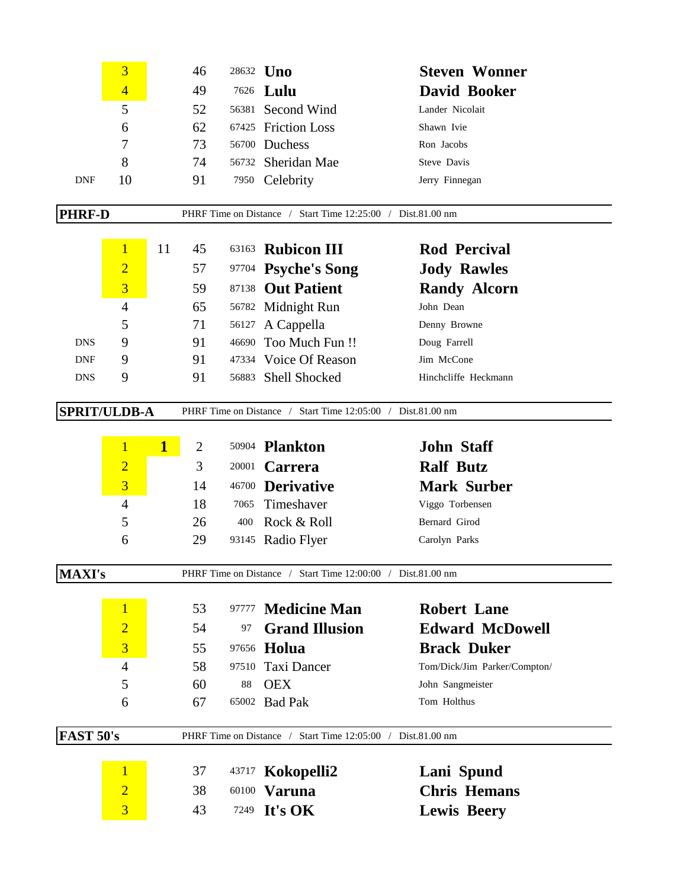| Status | Place | Overall | Corrected | Sail # | Yacht | Skipper |
|---|---|---|---|---|---|---|
| | 3 | | 46 | 28632 | **Uno** | **Steven Wonner** |
| | 4 | | 49 | 7626 | **Lulu** | **David Booker** |
| | 5 | | 52 | 56381 | Second Wind | Lander Nicolait |
| | 6 | | 62 | 67425 | Friction Loss | Shawn Ivie |
| | 7 | | 73 | 56700 | Duchess | Ron Jacobs |
| | 8 | | 74 | 56732 | Sheridan Mae | Steve Davis |
| DNF | 10 | | 91 | 7950 | Celebrity | Jerry Finnegan |

## PHRF-D

PHRF Time on Distance / Start Time 12:25:00 / Dist.81.00 nm

| Status | Place | Overall | Corrected | Sail # | Yacht | Skipper |
|---|---|---|---|---|---|---|
| | 1 | 11 | 45 | 63163 | **Rubicon III** | **Rod Percival** |
| | 2 | | 57 | 97704 | **Psyche's Song** | **Jody Rawles** |
| | 3 | | 59 | 87138 | **Out Patient** | **Randy Alcorn** |
| | 4 | | 65 | 56782 | Midnight Run | John Dean |
| | 5 | | 71 | 56127 | A Cappella | Denny Browne |
| DNS | 9 | | 91 | 46690 | Too Much Fun !! | Doug Farrell |
| DNF | 9 | | 91 | 47334 | Voice Of Reason | Jim McCone |
| DNS | 9 | | 91 | 56883 | Shell Shocked | Hinchcliffe Heckmann |

## SPRIT/ULDB-A

PHRF Time on Distance / Start Time 12:05:00 / Dist.81.00 nm

| Status | Place | Overall | Corrected | Sail # | Yacht | Skipper |
|---|---|---|---|---|---|---|
| | 1 | **1** | 2 | 50904 | **Plankton** | **John Staff** |
| | 2 | | 3 | 20001 | **Carrera** | **Ralf Butz** |
| | 3 | | 14 | 46700 | **Derivative** | **Mark Surber** |
| | 4 | | 18 | 7065 | Timeshaver | Viggo Torbensen |
| | 5 | | 26 | 400 | Rock & Roll | Bernard Girod |
| | 6 | | 29 | 93145 | Radio Flyer | Carolyn Parks |

## MAXI's

PHRF Time on Distance / Start Time 12:00:00 / Dist.81.00 nm

| Status | Place | Overall | Corrected | Sail # | Yacht | Skipper |
|---|---|---|---|---|---|---|
| | 1 | | 53 | 97777 | **Medicine Man** | **Robert Lane** |
| | 2 | | 54 | 97 | **Grand Illusion** | **Edward McDowell** |
| | 3 | | 55 | 97656 | **Holua** | **Brack Duker** |
| | 4 | | 58 | 97510 | Taxi Dancer | Tom/Dick/Jim Parker/Compton/ |
| | 5 | | 60 | 88 | OEX | John Sangmeister |
| | 6 | | 67 | 65002 | Bad Pak | Tom Holthus |

## FAST 50's

PHRF Time on Distance / Start Time 12:05:00 / Dist.81.00 nm

| Status | Place | Overall | Corrected | Sail # | Yacht | Skipper |
|---|---|---|---|---|---|---|
| | 1 | | 37 | 43717 | **Kokopelli2** | **Lani Spund** |
| | 2 | | 38 | 60100 | **Varuna** | **Chris Hemans** |
| | 3 | | 43 | 7249 | **It's OK** | **Lewis Beery** |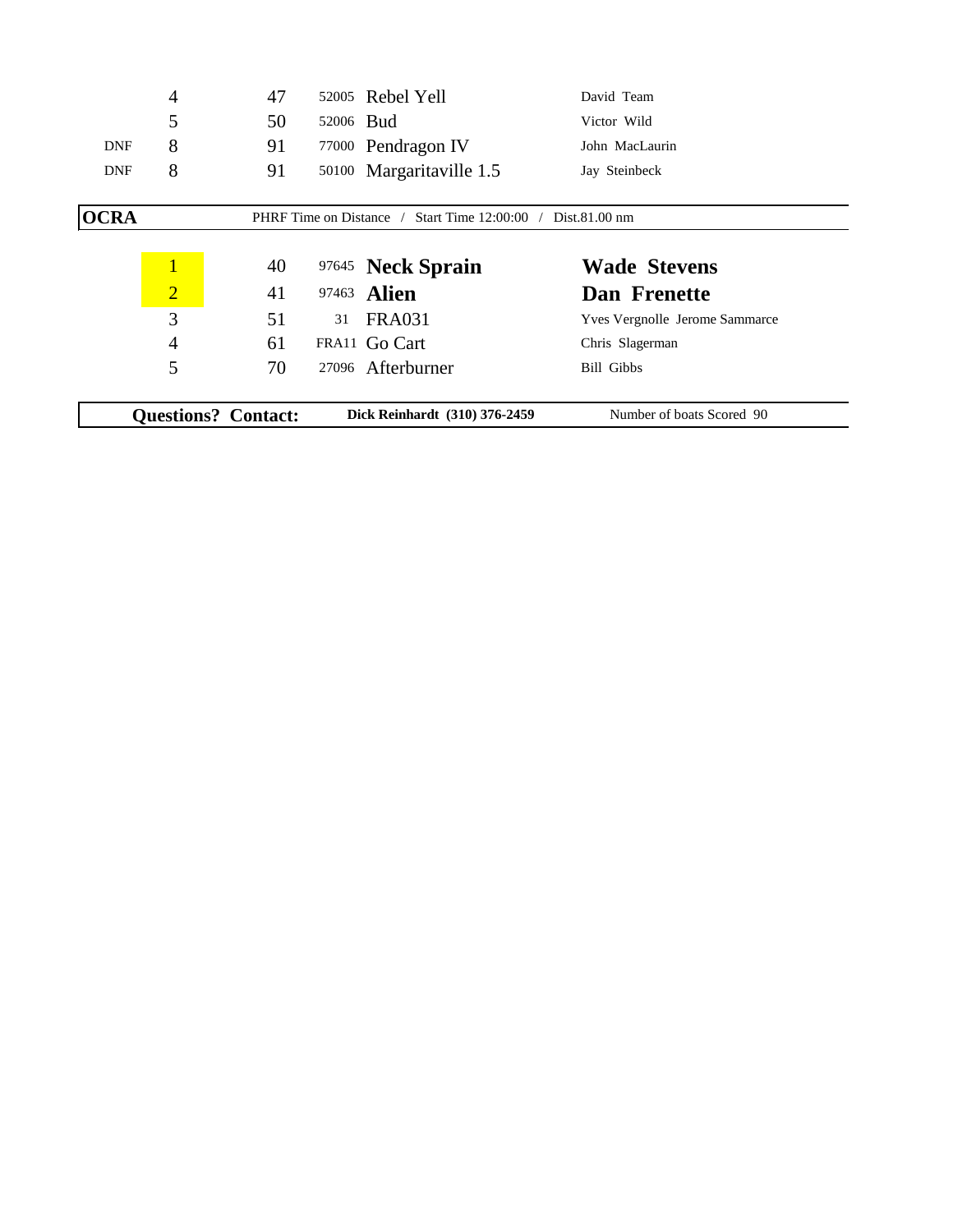| | Place | Overall | Sail # | Boat | Skipper |
|---|---|---|---|---|---|
| | 4 | 47 | 52005 | Rebel Yell | David Team |
| | 5 | 50 | 52006 | Bud | Victor Wild |
| DNF | 8 | 91 | 77000 | Pendragon IV | John MacLaurin |
| DNF | 8 | 91 | 50100 | Margaritaville 1.5 | Jay Steinbeck |

## OCRA

PHRF Time on Distance / Start Time 12:00:00 / Dist.81.00 nm

| Place | Overall | Sail # | Boat | Skipper |
|---|---|---|---|---|
| 1 | 40 | 97645 | **Neck Sprain** | **Wade Stevens** |
| 2 | 41 | 97463 | **Alien** | **Dan Frenette** |
| 3 | 51 | 31 | FRA031 | Yves Vergnolle Jerome Sammarce |
| 4 | 61 | FRA11 | Go Cart | Chris Slagerman |
| 5 | 70 | 27096 | Afterburner | Bill Gibbs |

**Questions? Contact:** **Dick Reinhardt (310) 376-2459** Number of boats Scored 90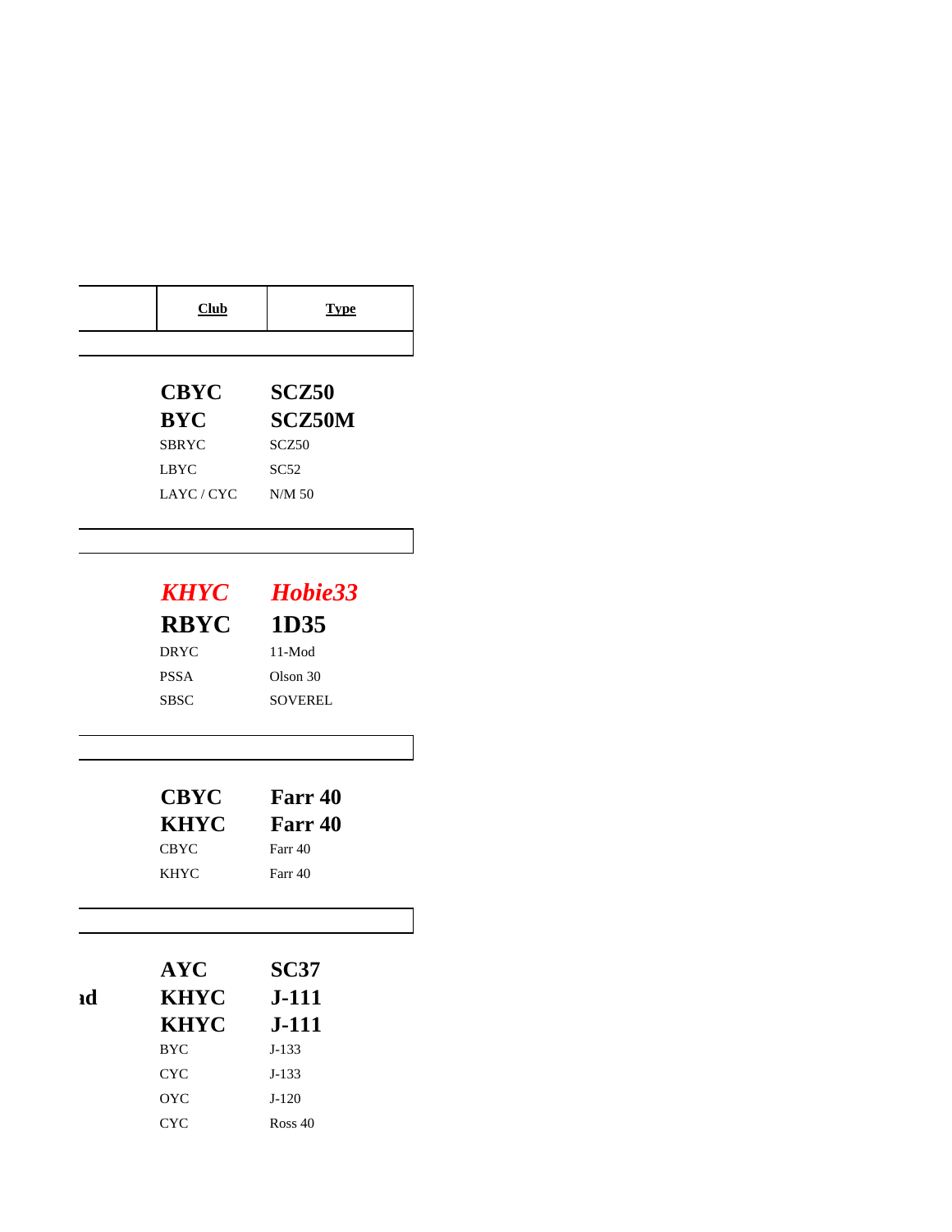| | Club | Type |
|---|---|---|
| | | |
| | **CBYC** | **SCZ50** |
| | **BYC** | **SCZ50M** |
| | SBRYC | SCZ50 |
| | LBYC | SC52 |
| | LAYC / CYC | N/M 50 |
| | | |
| | ***KHYC*** | ***Hobie33*** |
| | **RBYC** | **1D35** |
| | DRYC | 11-Mod |
| | PSSA | Olson 30 |
| | SBSC | SOVEREL |
| | | |
| | **CBYC** | **Farr 40** |
| | **KHYC** | **Farr 40** |
| | CBYC | Farr 40 |
| | KHYC | Farr 40 |
| | | |
| | **AYC** | **SC37** |
| **ıd** | **KHYC** | **J-111** |
| | **KHYC** | **J-111** |
| | BYC | J-133 |
| | CYC | J-133 |
| | OYC | J-120 |
| | CYC | Ross 40 |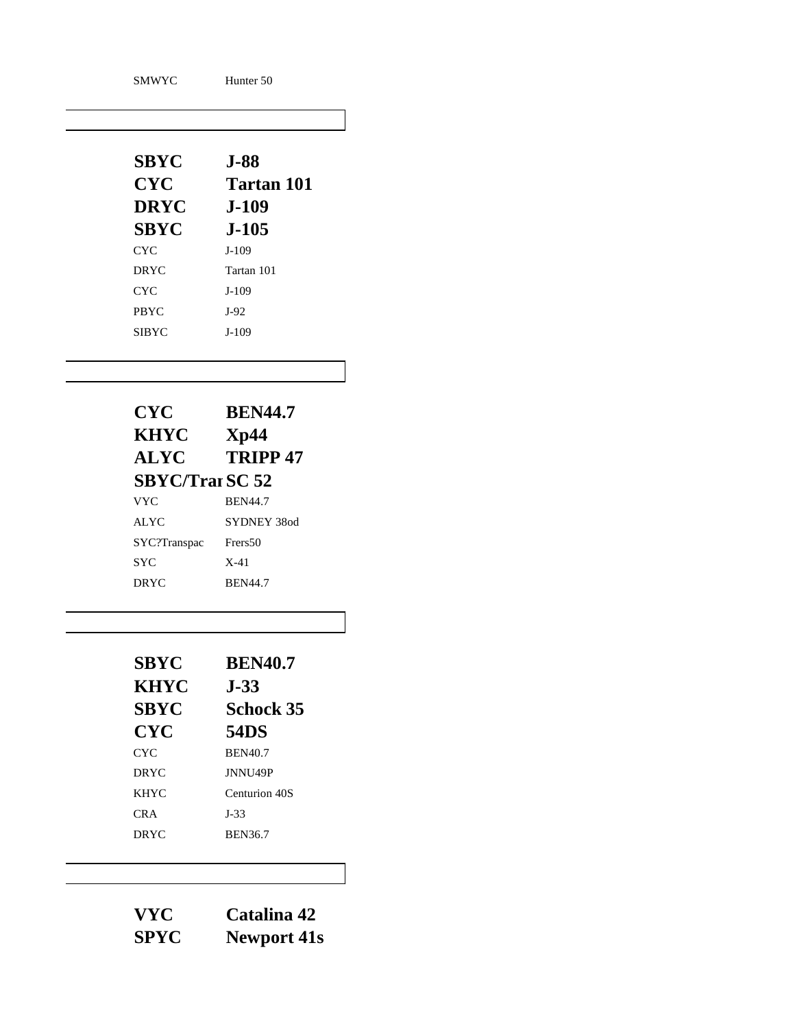| | |
|---|---|
| SMWYC | Hunter 50 |

| | |
|---|---|
| **SBYC** | **J-88** |
| **CYC** | **Tartan 101** |
| **DRYC** | **J-109** |
| **SBYC** | **J-105** |
| CYC | J-109 |
| DRYC | Tartan 101 |
| CYC | J-109 |
| PBYC | J-92 |
| SIBYC | J-109 |

| | |
|---|---|
| **CYC** | **BEN44.7** |
| **KHYC** | **Xp44** |
| **ALYC** | **TRIPP 47** |
| **SBYC/Trar** | **SC 52** |
| VYC | BEN44.7 |
| ALYC | SYDNEY 38od |
| SYC?Transpac | Frers50 |
| SYC | X-41 |
| DRYC | BEN44.7 |

| | |
|---|---|
| **SBYC** | **BEN40.7** |
| **KHYC** | **J-33** |
| **SBYC** | **Schock 35** |
| **CYC** | **54DS** |
| CYC | BEN40.7 |
| DRYC | JNNU49P |
| KHYC | Centurion 40S |
| CRA | J-33 |
| DRYC | BEN36.7 |

| | |
|---|---|
| **VYC** | **Catalina 42** |
| **SPYC** | **Newport 41s** |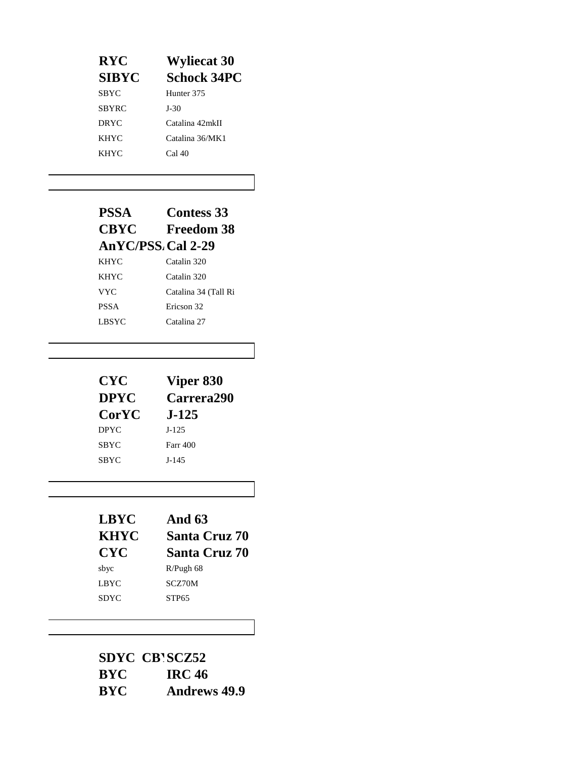| | |
|---|---|
| **RYC** | **Wyliecat 30** |
| **SIBYC** | **Schock 34PC** |
| SBYC | Hunter 375 |
| SBYRC | J-30 |
| DRYC | Catalina 42mkII |
| KHYC | Catalina 36/MK1 |
| KHYC | Cal 40 |

| | |
|---|---|
| **PSSA** | **Contess 33** |
| **CBYC** | **Freedom 38** |
| **AnYC/PSSA** | **Cal 2-29** |
| KHYC | Catalin 320 |
| KHYC | Catalin 320 |
| VYC | Catalina 34 (Tall Ri |
| PSSA | Ericson 32 |
| LBSYC | Catalina 27 |

| | |
|---|---|
| **CYC** | **Viper 830** |
| **DPYC** | **Carrera290** |
| **CorYC** | **J-125** |
| DPYC | J-125 |
| SBYC | Farr 400 |
| SBYC | J-145 |

| | |
|---|---|
| **LBYC** | **And 63** |
| **KHYC** | **Santa Cruz 70** |
| **CYC** | **Santa Cruz 70** |
| sbyc | R/Pugh 68 |
| LBYC | SCZ70M |
| SDYC | STP65 |

| | |
|---|---|
| **SDYC CBY** | **SCZ52** |
| **BYC** | **IRC 46** |
| **BYC** | **Andrews 49.9** |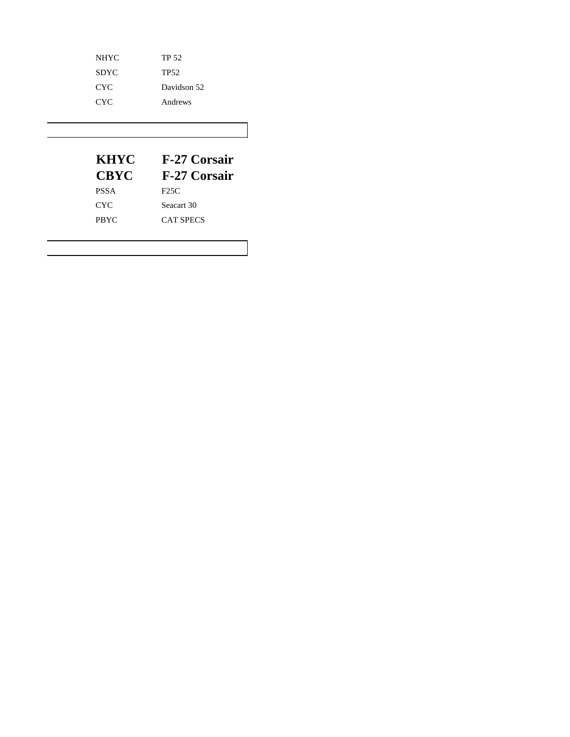| | |
|---|---|
| NHYC | TP 52 |
| SDYC | TP52 |
| CYC | Davidson 52 |
| CYC | Andrews |

| | |
|---|---|
| **KHYC** | **F-27 Corsair** |
| **CBYC** | **F-27 Corsair** |
| PSSA | F25C |
| CYC | Seacart 30 |
| PBYC | CAT SPECS |